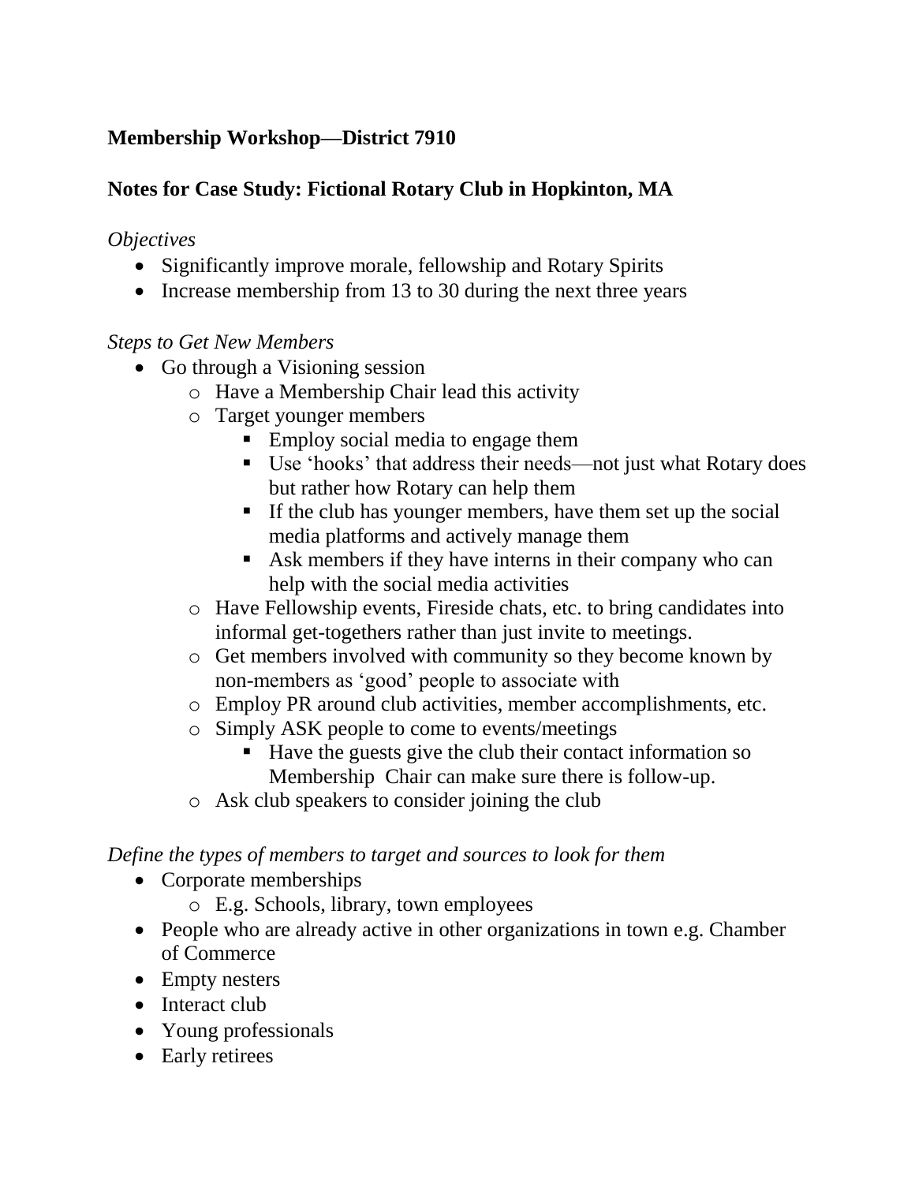**Membership Workshop—District 7910**

**Notes for Case Study: Fictional Rotary Club in Hopkinton, MA**

*Objectives*

- Significantly improve morale, fellowship and Rotary Spirits
- Increase membership from 13 to 30 during the next three years

*Steps to Get New Members*

- Go through a Visioning session
  - Have a Membership Chair lead this activity
  - Target younger members
    - Employ social media to engage them
    - Use 'hooks' that address their needs—not just what Rotary does but rather how Rotary can help them
    - If the club has younger members, have them set up the social media platforms and actively manage them
    - Ask members if they have interns in their company who can help with the social media activities
  - Have Fellowship events, Fireside chats, etc. to bring candidates into informal get-togethers rather than just invite to meetings.
  - Get members involved with community so they become known by non-members as 'good' people to associate with
  - Employ PR around club activities, member accomplishments, etc.
  - Simply ASK people to come to events/meetings
    - Have the guests give the club their contact information so Membership Chair can make sure there is follow-up.
  - Ask club speakers to consider joining the club

*Define the types of members to target and sources to look for them*

- Corporate memberships
  - E.g. Schools, library, town employees
- People who are already active in other organizations in town e.g. Chamber of Commerce
- Empty nesters
- Interact club
- Young professionals
- Early retirees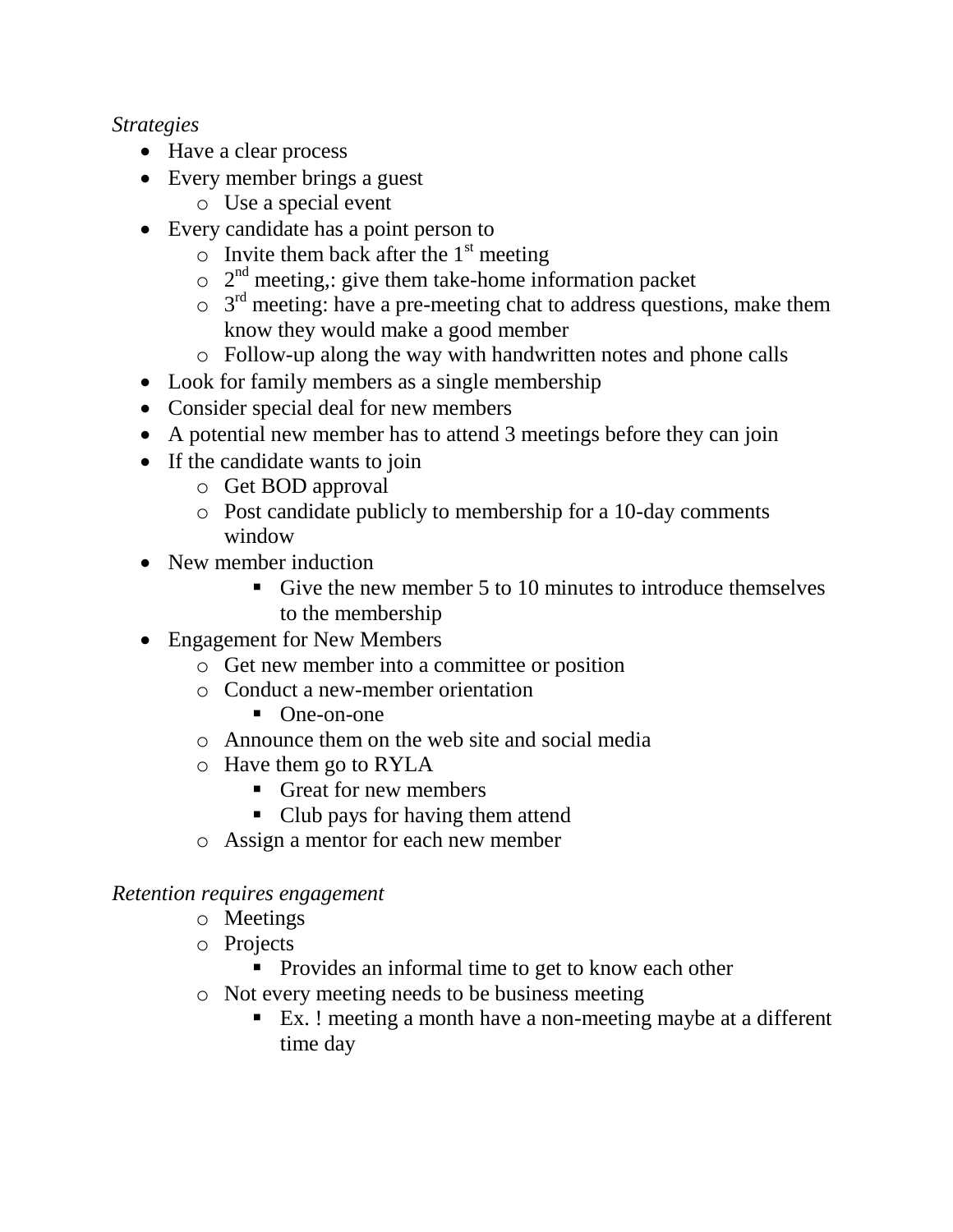*Strategies*

- Have a clear process
- Every member brings a guest
  - Use a special event
- Every candidate has a point person to
  - Invite them back after the 1st meeting
  - 2nd meeting,: give them take-home information packet
  - 3rd meeting: have a pre-meeting chat to address questions, make them know they would make a good member
  - Follow-up along the way with handwritten notes and phone calls
- Look for family members as a single membership
- Consider special deal for new members
- A potential new member has to attend 3 meetings before they can join
- If the candidate wants to join
  - Get BOD approval
  - Post candidate publicly to membership for a 10-day comments window
- New member induction
    - Give the new member 5 to 10 minutes to introduce themselves to the membership
- Engagement for New Members
  - Get new member into a committee or position
  - Conduct a new-member orientation
    - One-on-one
  - Announce them on the web site and social media
  - Have them go to RYLA
    - Great for new members
    - Club pays for having them attend
  - Assign a mentor for each new member

*Retention requires engagement*

- Meetings
- Projects
  - Provides an informal time to get to know each other
- Not every meeting needs to be business meeting
  - Ex. ! meeting a month have a non-meeting maybe at a different time day